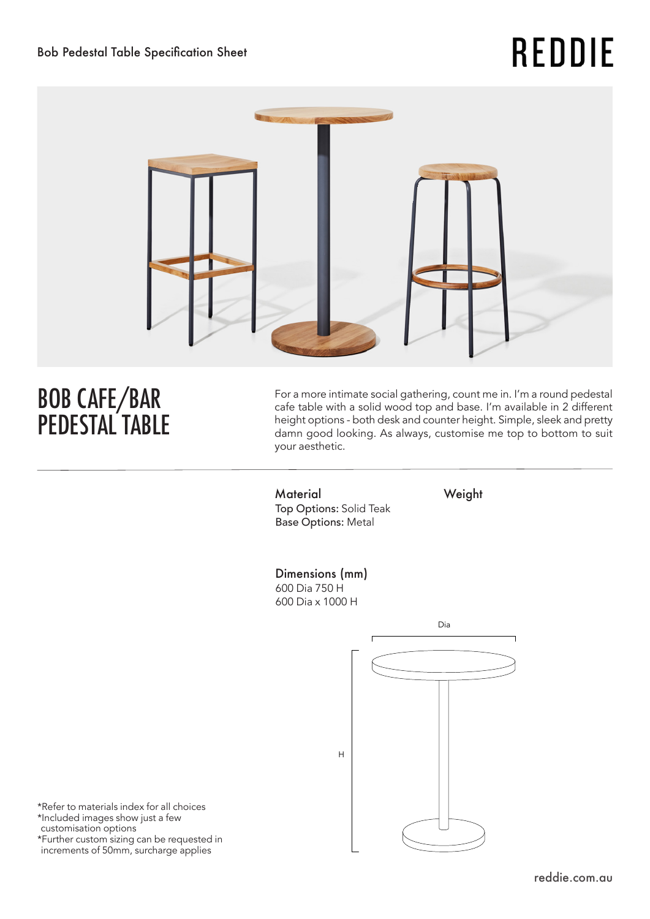Bob Pedestal Table Specification Sheet

# REDDIE

# BOB CAFE/BAR PEDESTAL TABLE

For a more intimate social gathering, count me in. I'm a round pedestal cafe table with a solid wood top and base. I'm available in 2 different height options - both desk and counter height. Simple, sleek and pretty damn good looking. As always, customise me top to bottom to suit your aesthetic.

**Material**
**Top Options:** Solid Teak
**Base Options:** Metal

**Weight**

**Dimensions (mm)**
600 Dia 750 H
600 Dia x 1000 H

Dia

H

*Refer to materials index for all choices
*Included images show just a few customisation options
*Further custom sizing can be requested in increments of 50mm, surcharge applies

reddie.com.au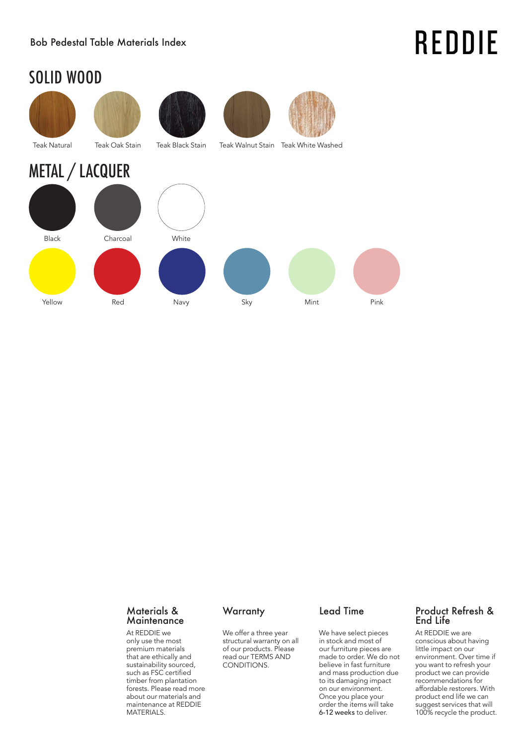Bob Pedestal Table Materials Index

# REDDIE

## SOLID WOOD

Teak Natural

Teak Oak Stain

Teak Black Stain

Teak Walnut Stain

Teak White Washed

## METAL / LACQUER

Black

Charcoal

White

Yellow

Red

Navy

Sky

Mint

Pink

### Materials & Maintenance

At REDDIE we only use the most premium materials that are ethically and sustainability sourced, such as FSC certified timber from plantation forests. Please read more about our materials and maintenance at REDDIE MATERIALS.

### Warranty

We offer a three year structural warranty on all of our products. Please read our TERMS AND CONDITIONS.

### Lead Time

We have select pieces in stock and most of our furniture pieces are made to order. We do not believe in fast furniture and mass production due to its damaging impact on our environment. Once you place your order the items will take 6-12 weeks to deliver.

### Product Refresh & End Life

At REDDIE we are conscious about having little impact on our environment. Over time if you want to refresh your product we can provide recommendations for affordable restorers. With product end life we can suggest services that will 100% recycle the product.